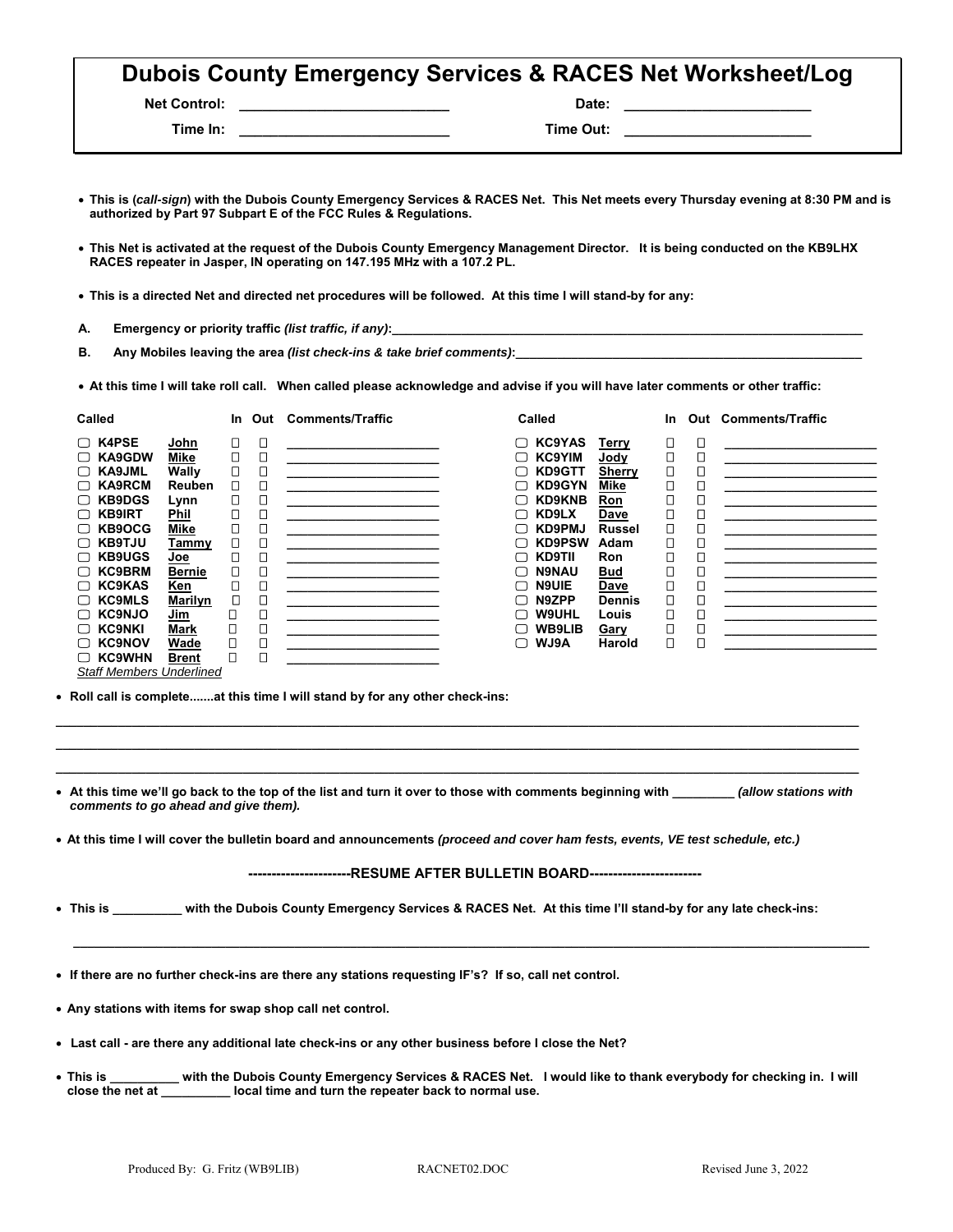# Dubois County Emergency Services & RACES Net Worksheet/Log

**Net Control:** ___________________________ **Date:** ________________________

**Time In:** ___________________________ **Time Out:** ________________________

- **This is (*call-sign*) with the Dubois County Emergency Services & RACES Net. This Net meets every Thursday evening at 8:30 PM and is authorized by Part 97 Subpart E of the FCC Rules & Regulations.**

- **This Net is activated at the request of the Dubois County Emergency Management Director. It is being conducted on the KB9LHX RACES repeater in Jasper, IN operating on 147.195 MHz with a 107.2 PL.**

- **This is a directed Net and directed net procedures will be followed. At this time I will stand-by for any:**

**A.** **Emergency or priority traffic *(list traffic, if any)*:**______________________________________________

**B.** **Any Mobiles leaving the area *(list check-ins & take brief comments)*:**________________________________

- **At this time I will take roll call. When called please acknowledge and advise if you will have later comments or other traffic:**

| Called | | In | Out | Comments/Traffic |
|---|---|---|---|---|
| ▢ KC4PSE | John | ☐ | ☐ | ______________________ |
| ▢ KA9GDW | Mike | ☐ | ☐ | ______________________ |
| ▢ KA9JML | Wally | ☐ | ☐ | ______________________ |
| ▢ KA9RCM | Reuben | ☐ | ☐ | ______________________ |
| ▢ KB9DGS | Lynn | ☐ | ☐ | ______________________ |
| ▢ KB9IRT | Phil | ☐ | ☐ | ______________________ |
| ▢ KB9OCG | Mike | ☐ | ☐ | ______________________ |
| ▢ KB9TJU | Tammy | ☐ | ☐ | ______________________ |
| ▢ KB9UGS | Joe | ☐ | ☐ | ______________________ |
| ▢ KC9BRM | Bernie | ☐ | ☐ | ______________________ |
| ▢ KC9KAS | Ken | ☐ | ☐ | ______________________ |
| ▢ KC9MLS | Marilyn | ☐ | ☐ | ______________________ |
| ▢ KC9NJO | Jim | ☐ | ☐ | ______________________ |
| ▢ KC9NKI | Mark | ☐ | ☐ | ______________________ |
| ▢ KC9NOV | Wade | ☐ | ☐ | ______________________ |
| ▢ KC9WHN | Brent | ☐ | ☐ | ______________________ |
| ▢ KC9YAS | Terry | ☐ | ☐ | ______________________ |
| ▢ KC9YIM | Jody | ☐ | ☐ | ______________________ |
| ▢ KD9GTT | Sherry | ☐ | ☐ | ______________________ |
| ▢ KD9GYN | Mike | ☐ | ☐ | ______________________ |
| ▢ KD9KNB | Ron | ☐ | ☐ | ______________________ |
| ▢ KD9LX | Dave | ☐ | ☐ | ______________________ |
| ▢ KD9PMJ | Russel | ☐ | ☐ | ______________________ |
| ▢ KD9PSW | Adam | ☐ | ☐ | ______________________ |
| ▢ KD9TII | Ron | ☐ | ☐ | ______________________ |
| ▢ N9NAU | Bud | ☐ | ☐ | ______________________ |
| ▢ N9UIE | Dave | ☐ | ☐ | ______________________ |
| ▢ N9ZPP | Dennis | ☐ | ☐ | ______________________ |
| ▢ W9UHL | Louis | ☐ | ☐ | ______________________ |
| ▢ WB9LIB | Gary | ☐ | ☐ | ______________________ |
| ▢ WJ9A | Harold | ☐ | ☐ | ______________________ |

*Staff Members Underlined*

- **Roll call is complete.......at this time I will stand by for any other check-ins:**

______________________________________________________________________________

______________________________________________________________________________

______________________________________________________________________________

- **At this time we'll go back to the top of the list and turn it over to those with comments beginning with _________ *(allow stations with comments to go ahead and give them).***

- **At this time I will cover the bulletin board and announcements *(proceed and cover ham fests, events, VE test schedule, etc.)***

**----------------------RESUME AFTER BULLETIN BOARD------------------------**

- **This is __________ with the Dubois County Emergency Services & RACES Net. At this time I'll stand-by for any late check-ins:**

______________________________________________________________________________

- **If there are no further check-ins are there any stations requesting IF's? If so, call net control.**

- **Any stations with items for swap shop call net control.**

- **Last call - are there any additional late check-ins or any other business before I close the Net?**

- **This is __________ with the Dubois County Emergency Services & RACES Net. I would like to thank everybody for checking in. I will close the net at __________ local time and turn the repeater back to normal use.**

Produced By: G. Fritz (WB9LIB) RACNET02.DOC Revised June 3, 2022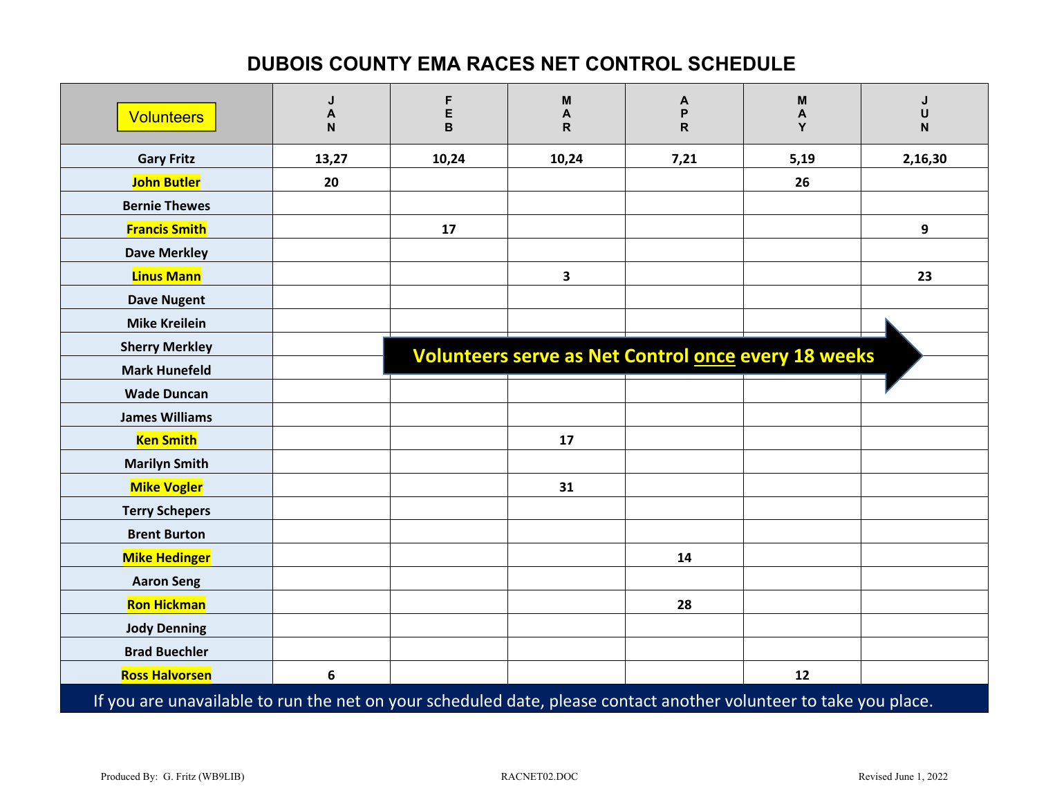# DUBOIS COUNTY EMA RACES NET CONTROL SCHEDULE

| Volunteers | JAN | FEB | MAR | APR | MAY | JUN |
|---|---|---|---|---|---|---|
| Gary Fritz | 13,27 | 10,24 | 10,24 | 7,21 | 5,19 | 2,16,30 |
| John Butler | 20 | | | | 26 | |
| Bernie Thewes | | | | | | |
| Francis Smith | | 17 | | | | 9 |
| Dave Merkley | | | | | | |
| Linus Mann | | | 3 | | | 23 |
| Dave Nugent | | | | | | |
| Mike Kreilein | | | | | | |
| Sherry Merkley | | | | | | |
| Mark Hunefeld | | | | | | |
| Wade Duncan | | | | | | |
| James Williams | | | | | | |
| Ken Smith | | | 17 | | | |
| Marilyn Smith | | | | | | |
| Mike Vogler | | | 31 | | | |
| Terry Schepers | | | | | | |
| Brent Burton | | | | | | |
| Mike Hedinger | | | | 14 | | |
| Aaron Seng | | | | | | |
| Ron Hickman | | | | 28 | | |
| Jody Denning | | | | | | |
| Brad Buechler | | | | | | |
| Ross Halvorsen | 6 | | | | 12 | |

**Volunteers serve as Net Control once every 18 weeks**

If you are unavailable to run the net on your scheduled date, please contact another volunteer to take you place.

Produced By: G. Fritz (WB9LIB) RACNET02.DOC Revised June 1, 2022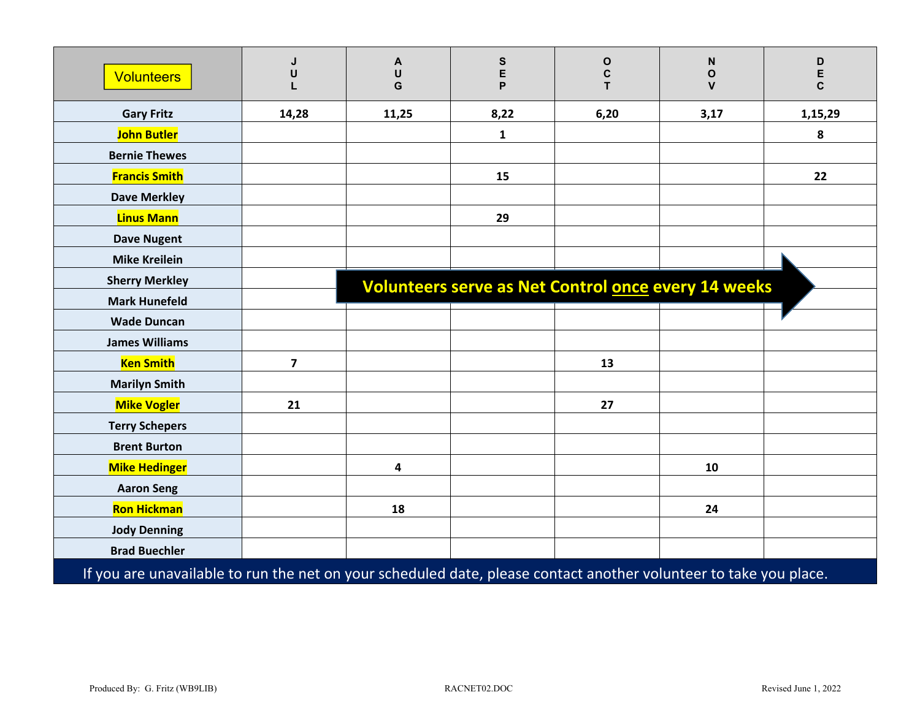| Volunteers | JUL | AUG | SEP | OCT | NOV | DEC |
|---|---|---|---|---|---|---|
| Gary Fritz | 14,28 | 11,25 | 8,22 | 6,20 | 3,17 | 1,15,29 |
| John Butler | | | 1 | | | 8 |
| Bernie Thewes | | | | | | |
| Francis Smith | | | 15 | | | 22 |
| Dave Merkley | | | | | | |
| Linus Mann | | | 29 | | | |
| Dave Nugent | | | | | | |
| Mike Kreilein | | | | | | |
| Sherry Merkley | | | | | | |
| Mark Hunefeld | | | | | | |
| Wade Duncan | | | | | | |
| James Williams | | | | | | |
| Ken Smith | 7 | | | 13 | | |
| Marilyn Smith | | | | | | |
| Mike Vogler | 21 | | | 27 | | |
| Terry Schepers | | | | | | |
| Brent Burton | | | | | | |
| Mike Hedinger | | 4 | | | 10 | |
| Aaron Seng | | | | | | |
| Ron Hickman | | 18 | | | 24 | |
| Jody Denning | | | | | | |
| Brad Buechler | | | | | | |

**Volunteers serve as Net Control once every 14 weeks**

If you are unavailable to run the net on your scheduled date, please contact another volunteer to take you place.

Produced By: G. Fritz (WB9LIB) RACNET02.DOC Revised June 1, 2022